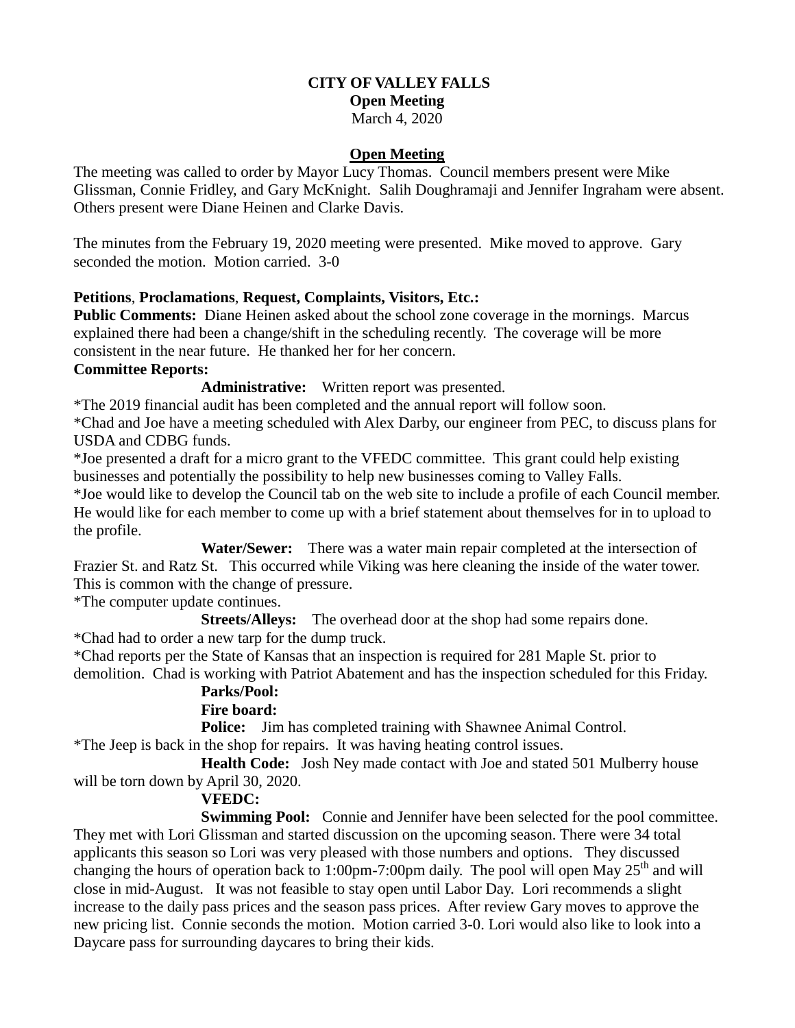**CITY OF VALLEY FALLS**
**Open Meeting**
March 4, 2020

**Open Meeting**

The meeting was called to order by Mayor Lucy Thomas. Council members present were Mike Glissman, Connie Fridley, and Gary McKnight. Salih Doughramaji and Jennifer Ingraham were absent. Others present were Diane Heinen and Clarke Davis.

The minutes from the February 19, 2020 meeting were presented. Mike moved to approve. Gary seconded the motion. Motion carried. 3-0

**Petitions**, **Proclamations**, **Request, Complaints, Visitors, Etc.:**

**Public Comments:** Diane Heinen asked about the school zone coverage in the mornings. Marcus explained there had been a change/shift in the scheduling recently. The coverage will be more consistent in the near future. He thanked her for her concern.

**Committee Reports:**

**Administrative:** Written report was presented.

*The 2019 financial audit has been completed and the annual report will follow soon.

*Chad and Joe have a meeting scheduled with Alex Darby, our engineer from PEC, to discuss plans for USDA and CDBG funds.

*Joe presented a draft for a micro grant to the VFEDC committee. This grant could help existing businesses and potentially the possibility to help new businesses coming to Valley Falls.

*Joe would like to develop the Council tab on the web site to include a profile of each Council member. He would like for each member to come up with a brief statement about themselves for in to upload to the profile.

**Water/Sewer:** There was a water main repair completed at the intersection of Frazier St. and Ratz St. This occurred while Viking was here cleaning the inside of the water tower. This is common with the change of pressure.

*The computer update continues.

**Streets/Alleys:** The overhead door at the shop had some repairs done.

*Chad had to order a new tarp for the dump truck.

*Chad reports per the State of Kansas that an inspection is required for 281 Maple St. prior to demolition. Chad is working with Patriot Abatement and has the inspection scheduled for this Friday.

**Parks/Pool:**

**Fire board:**

**Police:** Jim has completed training with Shawnee Animal Control.

*The Jeep is back in the shop for repairs. It was having heating control issues.

**Health Code:** Josh Ney made contact with Joe and stated 501 Mulberry house will be torn down by April 30, 2020.

**VFEDC:**

**Swimming Pool:** Connie and Jennifer have been selected for the pool committee. They met with Lori Glissman and started discussion on the upcoming season. There were 34 total applicants this season so Lori was very pleased with those numbers and options. They discussed changing the hours of operation back to 1:00pm-7:00pm daily. The pool will open May 25th and will close in mid-August. It was not feasible to stay open until Labor Day. Lori recommends a slight increase to the daily pass prices and the season pass prices. After review Gary moves to approve the new pricing list. Connie seconds the motion. Motion carried 3-0. Lori would also like to look into a Daycare pass for surrounding daycares to bring their kids.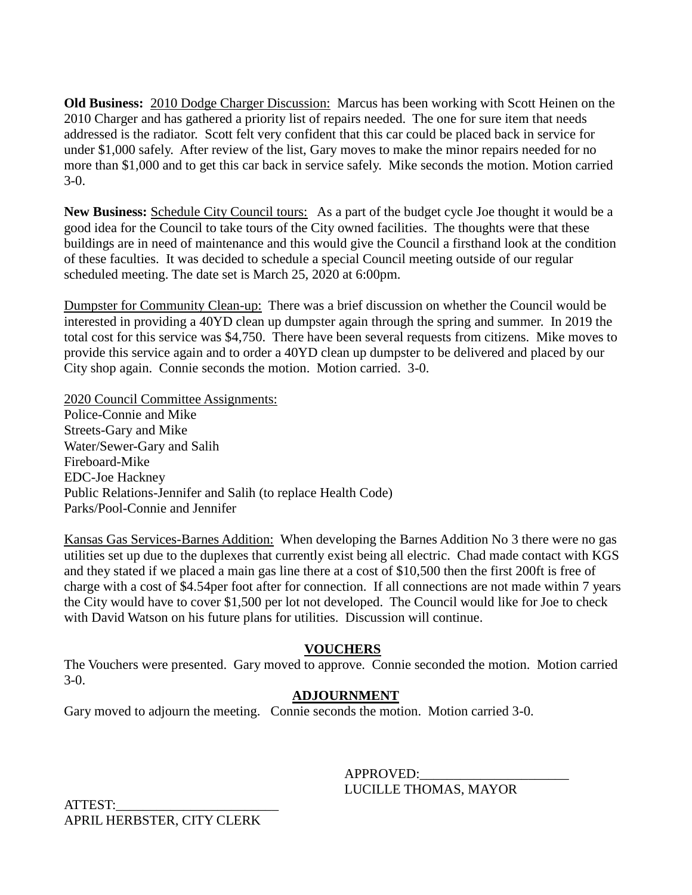**Old Business:** <u>2010 Dodge Charger Discussion:</u> Marcus has been working with Scott Heinen on the 2010 Charger and has gathered a priority list of repairs needed. The one for sure item that needs addressed is the radiator. Scott felt very confident that this car could be placed back in service for under $1,000 safely. After review of the list, Gary moves to make the minor repairs needed for no more than $1,000 and to get this car back in service safely. Mike seconds the motion. Motion carried 3-0.

**New Business:** <u>Schedule City Council tours:</u> As a part of the budget cycle Joe thought it would be a good idea for the Council to take tours of the City owned facilities. The thoughts were that these buildings are in need of maintenance and this would give the Council a firsthand look at the condition of these faculties. It was decided to schedule a special Council meeting outside of our regular scheduled meeting. The date set is March 25, 2020 at 6:00pm.

<u>Dumpster for Community Clean-up:</u> There was a brief discussion on whether the Council would be interested in providing a 40YD clean up dumpster again through the spring and summer. In 2019 the total cost for this service was $4,750. There have been several requests from citizens. Mike moves to provide this service again and to order a 40YD clean up dumpster to be delivered and placed by our City shop again. Connie seconds the motion. Motion carried. 3-0.

<u>2020 Council Committee Assignments:</u>
Police-Connie and Mike
Streets-Gary and Mike
Water/Sewer-Gary and Salih
Fireboard-Mike
EDC-Joe Hackney
Public Relations-Jennifer and Salih (to replace Health Code)
Parks/Pool-Connie and Jennifer

<u>Kansas Gas Services-Barnes Addition:</u> When developing the Barnes Addition No 3 there were no gas utilities set up due to the duplexes that currently exist being all electric. Chad made contact with KGS and they stated if we placed a main gas line there at a cost of $10,500 then the first 200ft is free of charge with a cost of $4.54per foot after for connection. If all connections are not made within 7 years the City would have to cover $1,500 per lot not developed. The Council would like for Joe to check with David Watson on his future plans for utilities. Discussion will continue.

## VOUCHERS

The Vouchers were presented. Gary moved to approve. Connie seconded the motion. Motion carried 3-0.

## ADJOURNMENT

Gary moved to adjourn the meeting. Connie seconds the motion. Motion carried 3-0.

APPROVED:______________________
LUCILLE THOMAS, MAYOR

ATTEST:________________________
APRIL HERBSTER, CITY CLERK